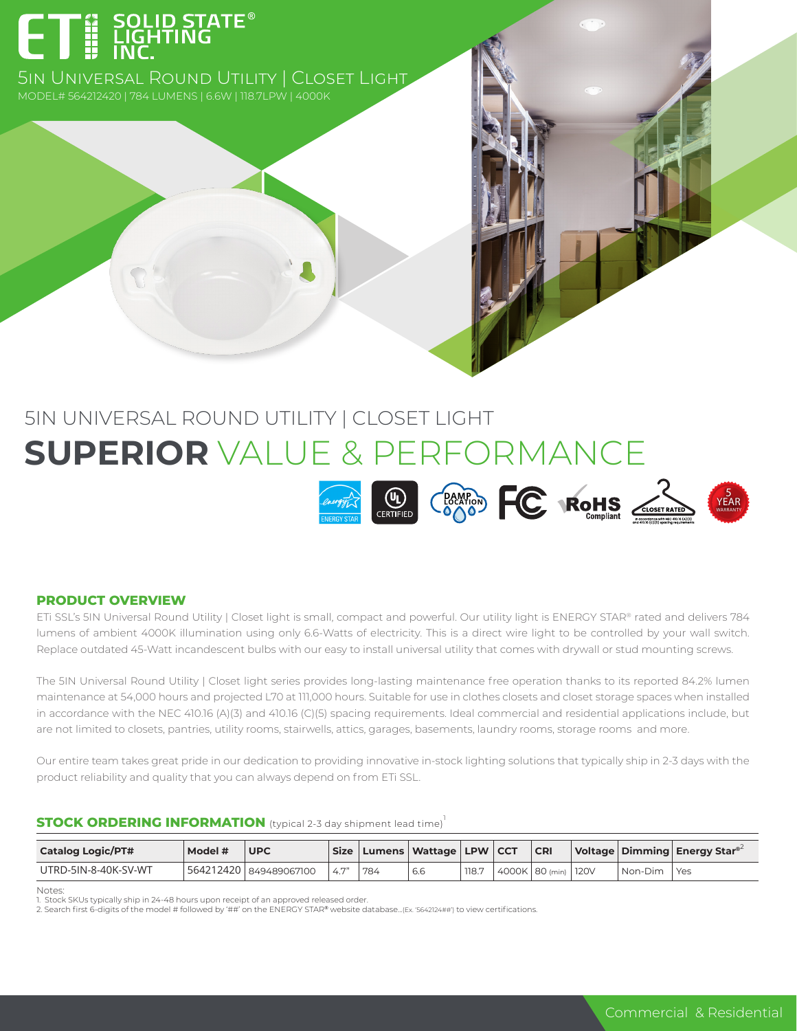# ETi SOLID STATE® LIGHTING INC.

## 5IN Universal Round Utility | Closet Light

MODEL# 564212420 | 784 LUMENS | 6.6W | 118.7LPW | 4000K

# 5IN UNIVERSAL ROUND UTILITY | CLOSET LIGHT

# **SUPERIOR** VALUE & PERFORMANCE

ENERGY STAR | UL CERTIFIED | DAMP LOCATION | FC | RoHS Compliant | CLOSET RATED in accordance with NEC 410.16 (A)(3) and 410.16 (C)(5) spacing requirements | 5 YEAR WARRANTY

### PRODUCT OVERVIEW

ETi SSL's 5IN Universal Round Utility | Closet light is small, compact and powerful. Our utility light is ENERGY STAR® rated and delivers 784 lumens of ambient 4000K illumination using only 6.6-Watts of electricity. This is a direct wire light to be controlled by your wall switch. Replace outdated 45-Watt incandescent bulbs with our easy to install universal utility that comes with drywall or stud mounting screws.

The 5IN Universal Round Utility | Closet light series provides long-lasting maintenance free operation thanks to its reported 84.2% lumen maintenance at 54,000 hours and projected L70 at 111,000 hours. Suitable for use in clothes closets and closet storage spaces when installed in accordance with the NEC 410.16 (A)(3) and 410.16 (C)(5) spacing requirements. Ideal commercial and residential applications include, but are not limited to closets, pantries, utility rooms, stairwells, attics, garages, basements, laundry rooms, storage rooms and more.

Our entire team takes great pride in our dedication to providing innovative in-stock lighting solutions that typically ship in 2-3 days with the product reliability and quality that you can always depend on from ETi SSL.

### STOCK ORDERING INFORMATION (typical 2-3 day shipment lead time)[1]

| Catalog Logic/PT# | Model # | UPC | Size | Lumens | Wattage | LPW | CCT | CRI | Voltage | Dimming | Energy Star®[2] |
|---|---|---|---|---|---|---|---|---|---|---|---|
| UTRD-5IN-8-40K-SV-WT | 564212420 | 849489067100 | 4.7" | 784 | 6.6 | 118.7 | 4000K | 80 (min) | 120V | Non-Dim | Yes |

Notes:
1. Stock SKUs typically ship in 24-48 hours upon receipt of an approved released order.
2. Search first 6-digits of the model # followed by '##' on the ENERGY STAR® website database...(Ex. '5642124##') to view certifications.

Commercial & Residential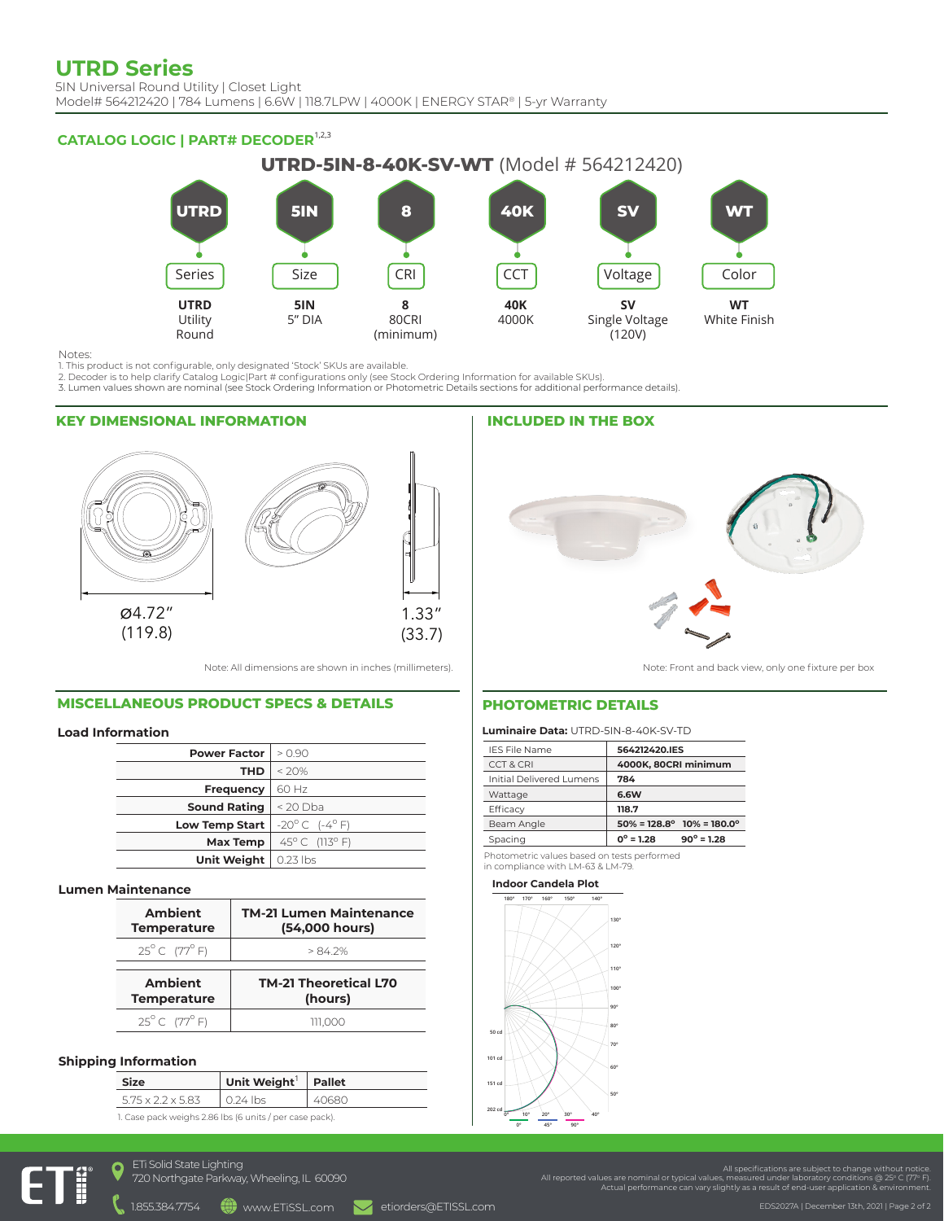# UTRD Series

5IN Universal Round Utility | Closet Light
Model# 564212420 | 784 Lumens | 6.6W | 118.7LPW | 4000K | ENERGY STAR® | 5-yr Warranty

## CATALOG LOGIC | PART# DECODER[1,2,3]

**UTRD-5IN-8-40K-SV-WT** (Model # 564212420)

| UTRD | 5IN | 8 | 40K | SV | WT |
|---|---|---|---|---|---|
| Series | Size | CRI | CCT | Voltage | Color |
| **UTRD** Utility Round | **5IN** 5" DIA | **8** 80CRI (minimum) | **40K** 4000K | **SV** Single Voltage (120V) | **WT** White Finish |

Notes:
1. This product is not configurable, only designated 'Stock' SKUs are available.
2. Decoder is to help clarify Catalog Logic|Part # configurations only (see Stock Ordering Information for available SKUs).
3. Lumen values shown are nominal (see Stock Ordering Information or Photometric Details sections for additional performance details).

## KEY DIMENSIONAL INFORMATION

ø4.72"
(119.8)

1.33"
(33.7)

Note: All dimensions are shown in inches (millimeters).

## INCLUDED IN THE BOX

Note: Front and back view, only one fixture per box

## MISCELLANEOUS PRODUCT SPECS & DETAILS

### Load Information

| | |
|---|---|
| **Power Factor** | > 0.90 |
| **THD** | < 20% |
| **Frequency** | 60 Hz |
| **Sound Rating** | < 20 Dba |
| **Low Temp Start** | -20° C (-4° F) |
| **Max Temp** | 45° C (113° F) |
| **Unit Weight** | 0.23 lbs |

### Lumen Maintenance

| Ambient Temperature | TM-21 Lumen Maintenance (54,000 hours) |
|---|---|
| 25° C (77° F) | > 84.2% |

| Ambient Temperature | TM-21 Theoretical L70 (hours) |
|---|---|
| 25° C (77° F) | 111,000 |

### Shipping Information

| Size | Unit Weight[1] | Pallet |
|---|---|---|
| 5.75 x 2.2 x 5.83 | 0.24 lbs | 40680 |

1. Case pack weighs 2.86 lbs (6 units / per case pack).

## PHOTOMETRIC DETAILS

**Luminaire Data:** UTRD-5IN-8-40K-SV-TD

| | |
|---|---|
| IES File Name | **564212420.IES** |
| CCT & CRI | **4000K, 80CRI minimum** |
| Initial Delivered Lumens | **784** |
| Wattage | **6.6W** |
| Efficacy | **118.7** |
| Beam Angle | **50% = 128.8° 10% = 180.0°** |
| Spacing | **0° = 1.28 90° = 1.28** |

Photometric values based on tests performed in compliance with LM-63 & LM-79.

**Indoor Candela Plot**

180° 170° 160° 150° 140°
130°
120°
110°
100°
90°
80°
70°
60°
50°
50 cd
101 cd
151 cd
202 cd
0° 10° 20° 30° 40°
0° 45° 90°

ETi Solid State Lighting
720 Northgate Parkway, Wheeling, IL 60090
1.855.384.7754 www.ETiSSL.com etiorders@ETiSSL.com

All specifications are subject to change without notice.
All reported values are nominal or typical values, measured under laboratory conditions @ 25° C (77° F).
Actual performance can vary slightly as a result of end-user application & environment.

EDS2027A | December 13th, 2021